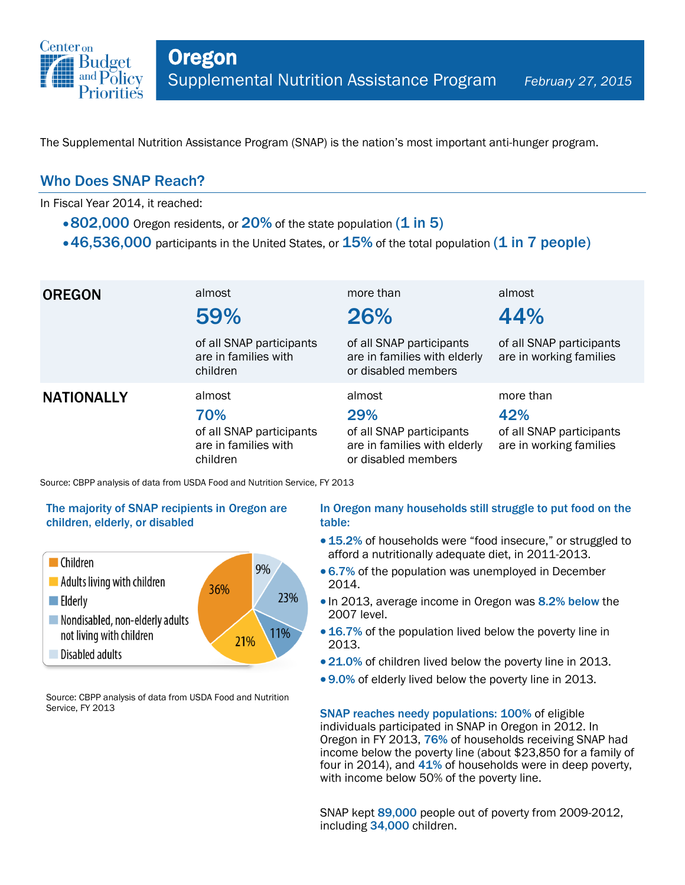Center on Budget and Policy Priorities

# Oregon

## Supplemental Nutrition Assistance Program

*February 27, 2015*

The Supplemental Nutrition Assistance Program (SNAP) is the nation's most important anti-hunger program.

## Who Does SNAP Reach?

In Fiscal Year 2014, it reached:

- **802,000** Oregon residents, or **20%** of the state population **(1 in 5)**
- **46,536,000** participants in the United States, or **15%** of the total population **(1 in 7 people)**

| | | | |
|---|---|---|---|
| **OREGON** | almost **59%** of all SNAP participants are in families with children | more than **26%** of all SNAP participants are in families with elderly or disabled members | almost **44%** of all SNAP participants are in working families |
| **NATIONALLY** | almost **70%** of all SNAP participants are in families with children | almost **29%** of all SNAP participants are in families with elderly or disabled members | more than **42%** of all SNAP participants are in working families |

Source: CBPP analysis of data from USDA Food and Nutrition Service, FY 2013

### The majority of SNAP recipients in Oregon are children, elderly, or disabled

| Category | Percent |
|---|---|
| Children | 36% |
| Adults living with children | 21% |
| Elderly | 11% |
| Nondisabled, non-elderly adults not living with children | 23% |
| Disabled adults | 9% |

Source: CBPP analysis of data from USDA Food and Nutrition Service, FY 2013

### In Oregon many households still struggle to put food on the table:

- **15.2%** of households were "food insecure," or struggled to afford a nutritionally adequate diet, in 2011-2013.
- **6.7%** of the population was unemployed in December 2014.
- In 2013, average income in Oregon was **8.2% below** the 2007 level.
- **16.7%** of the population lived below the poverty line in 2013.
- **21.0%** of children lived below the poverty line in 2013.
- **9.0%** of elderly lived below the poverty line in 2013.

**SNAP reaches needy populations: 100%** of eligible individuals participated in SNAP in Oregon in 2012. In Oregon in FY 2013, **76%** of households receiving SNAP had income below the poverty line (about $23,850 for a family of four in 2014), and **41%** of households were in deep poverty, with income below 50% of the poverty line.

SNAP kept **89,000** people out of poverty from 2009-2012, including **34,000** children.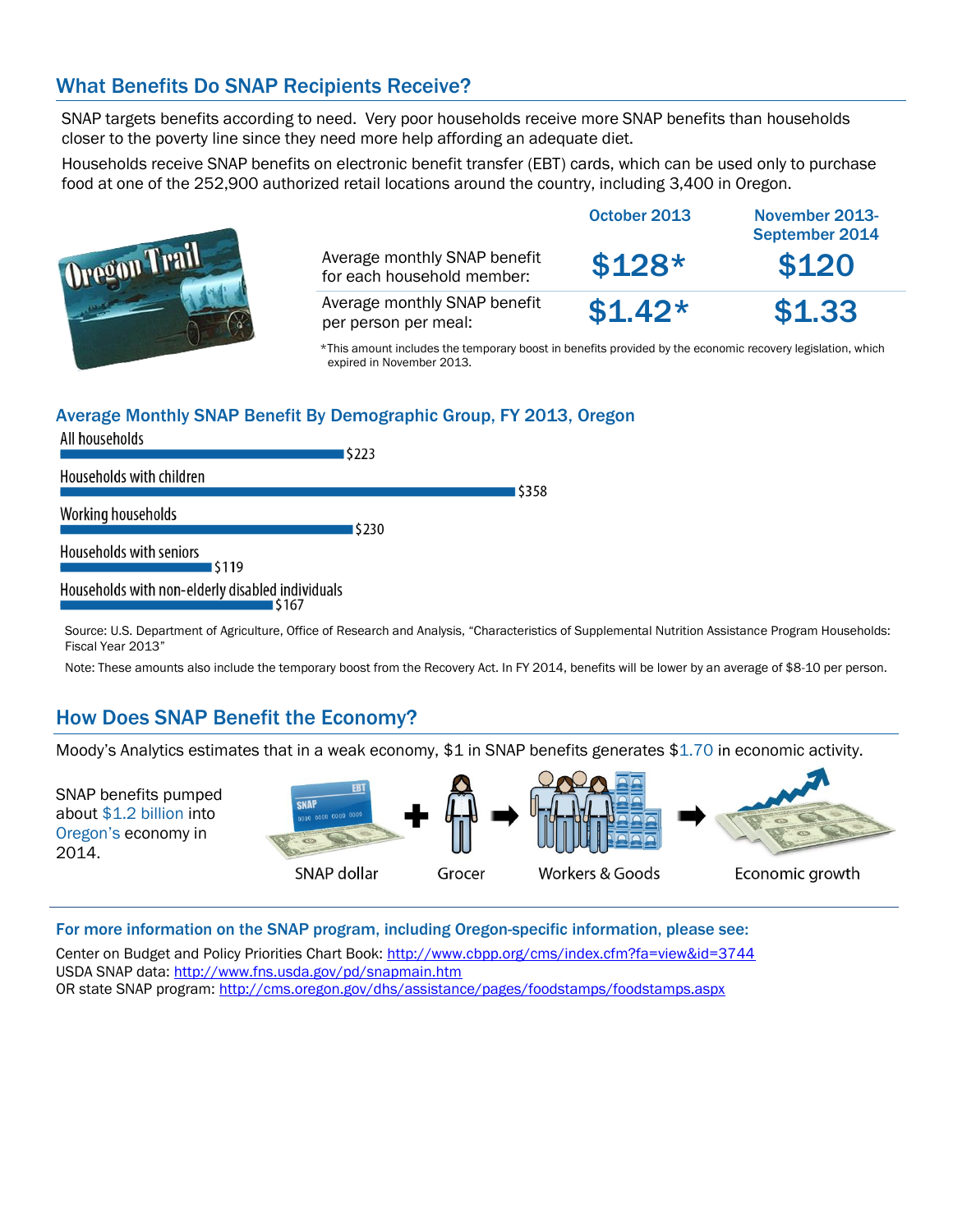## What Benefits Do SNAP Recipients Receive?

SNAP targets benefits according to need. Very poor households receive more SNAP benefits than households closer to the poverty line since they need more help affording an adequate diet.

Households receive SNAP benefits on electronic benefit transfer (EBT) cards, which can be used only to purchase food at one of the 252,900 authorized retail locations around the country, including 3,400 in Oregon.

| | October 2013 | November 2013-September 2014 |
|---|---|---|
| Average monthly SNAP benefit for each household member: | $128* | $120 |
| Average monthly SNAP benefit per person per meal: | $1.42* | $1.33 |

*This amount includes the temporary boost in benefits provided by the economic recovery legislation, which expired in November 2013.

### Average Monthly SNAP Benefit By Demographic Group, FY 2013, Oregon

All households
$223

Households with children
$358

Working households
$230

Households with seniors
$119

Households with non-elderly disabled individuals
$167

Source: U.S. Department of Agriculture, Office of Research and Analysis, "Characteristics of Supplemental Nutrition Assistance Program Households: Fiscal Year 2013"

Note: These amounts also include the temporary boost from the Recovery Act. In FY 2014, benefits will be lower by an average of $8-10 per person.

## How Does SNAP Benefit the Economy?

Moody's Analytics estimates that in a weak economy, $1 in SNAP benefits generates $1.70 in economic activity.

SNAP benefits pumped about $1.2 billion into Oregon's economy in 2014.

SNAP dollar + Grocer → Workers & Goods → Economic growth

**For more information on the SNAP program, including Oregon-specific information, please see:**

Center on Budget and Policy Priorities Chart Book: http://www.cbpp.org/cms/index.cfm?fa=view&id=3744
USDA SNAP data: http://www.fns.usda.gov/pd/snapmain.htm
OR state SNAP program: http://cms.oregon.gov/dhs/assistance/pages/foodstamps/foodstamps.aspx